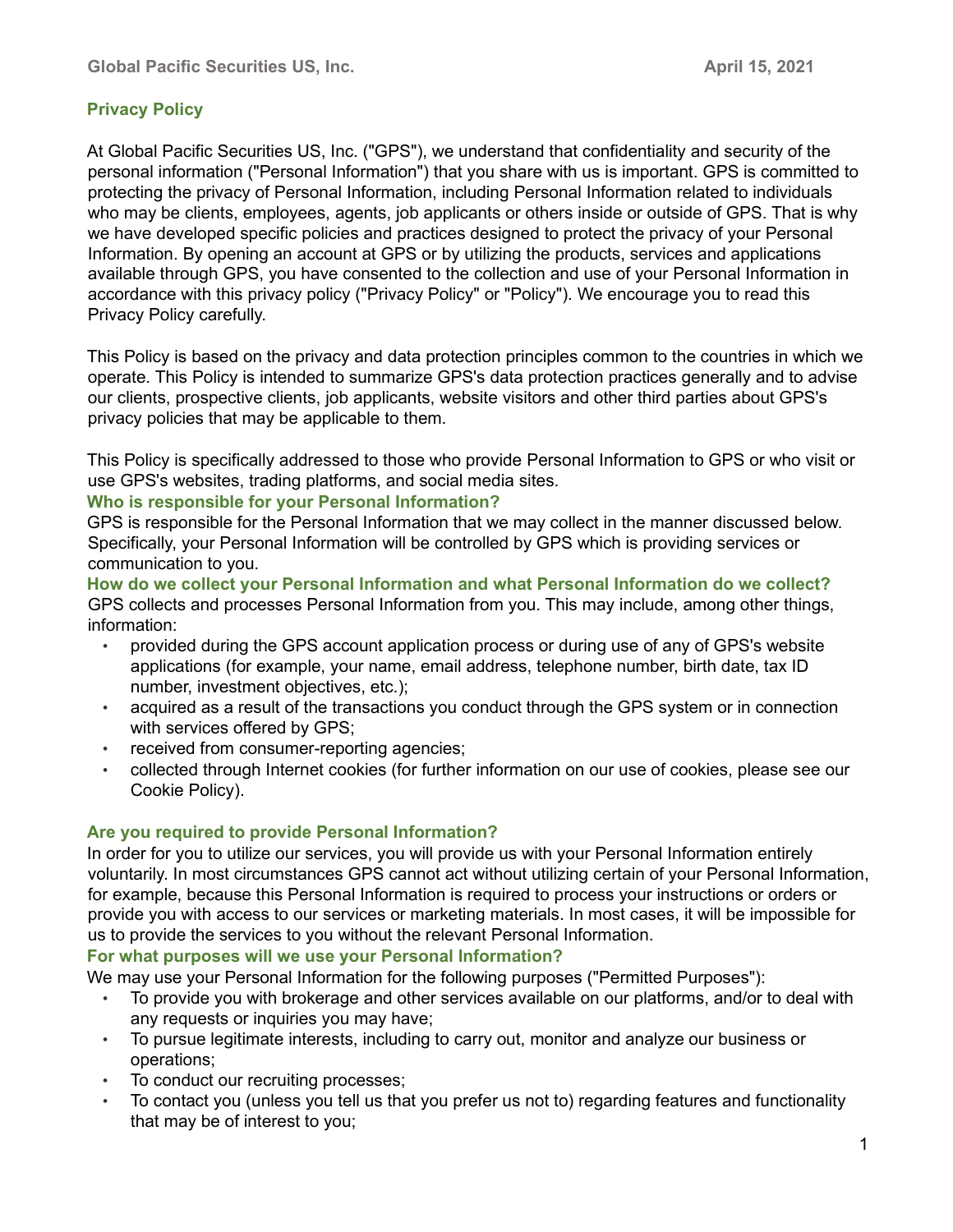Global Pacific Securities US, Inc. April 15, 2021

## Privacy Policy

At Global Pacific Securities US, Inc. ("GPS"), we understand that confidentiality and security of the personal information ("Personal Information") that you share with us is important. GPS is committed to protecting the privacy of Personal Information, including Personal Information related to individuals who may be clients, employees, agents, job applicants or others inside or outside of GPS. That is why we have developed specific policies and practices designed to protect the privacy of your Personal Information. By opening an account at GPS or by utilizing the products, services and applications available through GPS, you have consented to the collection and use of your Personal Information in accordance with this privacy policy ("Privacy Policy" or "Policy"). We encourage you to read this Privacy Policy carefully.

This Policy is based on the privacy and data protection principles common to the countries in which we operate. This Policy is intended to summarize GPS's data protection practices generally and to advise our clients, prospective clients, job applicants, website visitors and other third parties about GPS's privacy policies that may be applicable to them.

This Policy is specifically addressed to those who provide Personal Information to GPS or who visit or use GPS's websites, trading platforms, and social media sites.

### Who is responsible for your Personal Information?

GPS is responsible for the Personal Information that we may collect in the manner discussed below. Specifically, your Personal Information will be controlled by GPS which is providing services or communication to you.

### How do we collect your Personal Information and what Personal Information do we collect?

GPS collects and processes Personal Information from you. This may include, among other things, information:

- provided during the GPS account application process or during use of any of GPS's website applications (for example, your name, email address, telephone number, birth date, tax ID number, investment objectives, etc.);
- acquired as a result of the transactions you conduct through the GPS system or in connection with services offered by GPS;
- received from consumer-reporting agencies;
- collected through Internet cookies (for further information on our use of cookies, please see our Cookie Policy).

### Are you required to provide Personal Information?

In order for you to utilize our services, you will provide us with your Personal Information entirely voluntarily. In most circumstances GPS cannot act without utilizing certain of your Personal Information, for example, because this Personal Information is required to process your instructions or orders or provide you with access to our services or marketing materials. In most cases, it will be impossible for us to provide the services to you without the relevant Personal Information.

### For what purposes will we use your Personal Information?

We may use your Personal Information for the following purposes ("Permitted Purposes"):

- To provide you with brokerage and other services available on our platforms, and/or to deal with any requests or inquiries you may have;
- To pursue legitimate interests, including to carry out, monitor and analyze our business or operations;
- To conduct our recruiting processes;
- To contact you (unless you tell us that you prefer us not to) regarding features and functionality that may be of interest to you;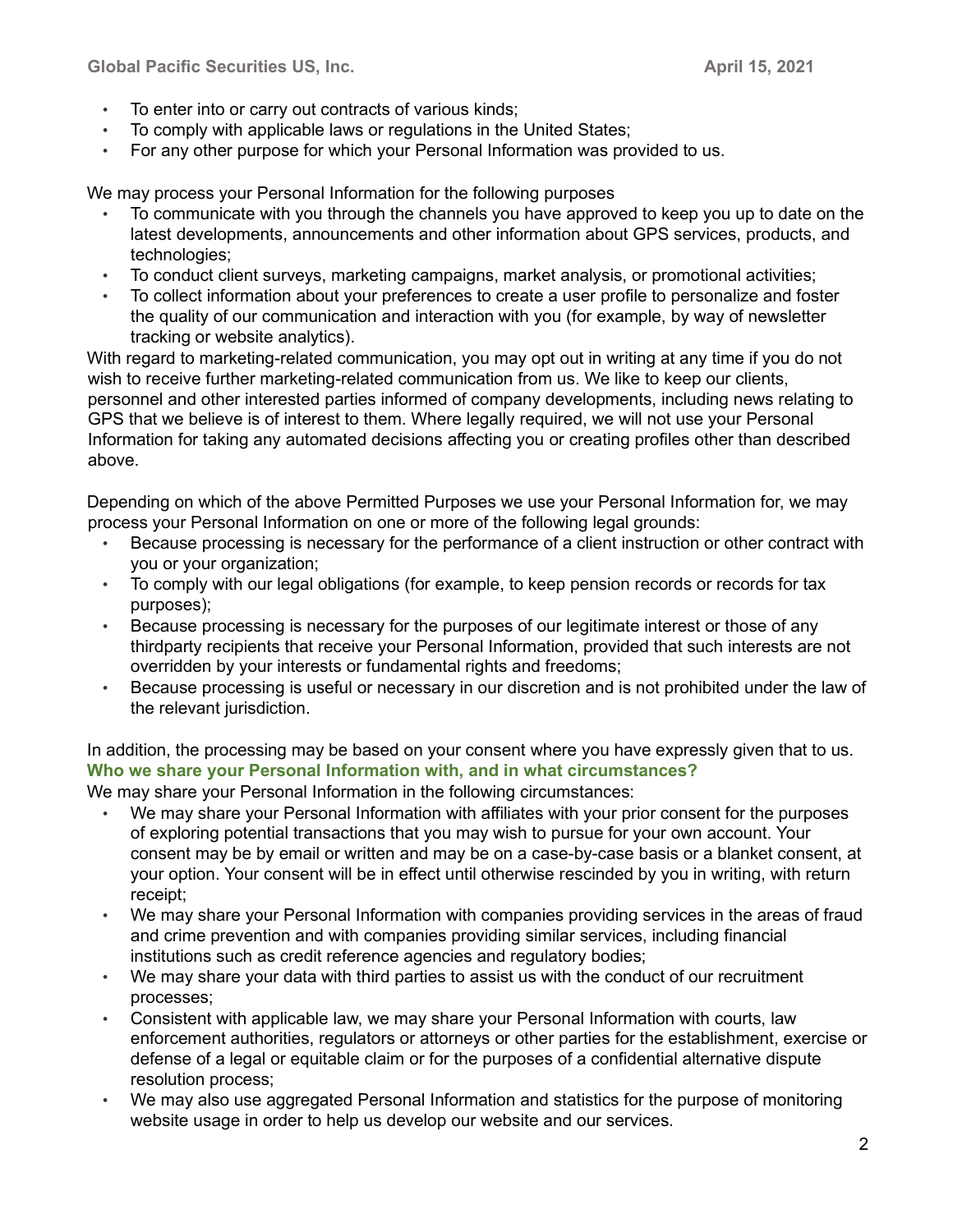- To enter into or carry out contracts of various kinds;
- To comply with applicable laws or regulations in the United States;
- For any other purpose for which your Personal Information was provided to us.

We may process your Personal Information for the following purposes

- To communicate with you through the channels you have approved to keep you up to date on the latest developments, announcements and other information about GPS services, products, and technologies;
- To conduct client surveys, marketing campaigns, market analysis, or promotional activities;
- To collect information about your preferences to create a user profile to personalize and foster the quality of our communication and interaction with you (for example, by way of newsletter tracking or website analytics).

With regard to marketing-related communication, you may opt out in writing at any time if you do not wish to receive further marketing-related communication from us. We like to keep our clients, personnel and other interested parties informed of company developments, including news relating to GPS that we believe is of interest to them. Where legally required, we will not use your Personal Information for taking any automated decisions affecting you or creating profiles other than described above.

Depending on which of the above Permitted Purposes we use your Personal Information for, we may process your Personal Information on one or more of the following legal grounds:

- Because processing is necessary for the performance of a client instruction or other contract with you or your organization;
- To comply with our legal obligations (for example, to keep pension records or records for tax purposes);
- Because processing is necessary for the purposes of our legitimate interest or those of any thirdparty recipients that receive your Personal Information, provided that such interests are not overridden by your interests or fundamental rights and freedoms;
- Because processing is useful or necessary in our discretion and is not prohibited under the law of the relevant jurisdiction.

In addition, the processing may be based on your consent where you have expressly given that to us.

**Who we share your Personal Information with, and in what circumstances?**

We may share your Personal Information in the following circumstances:

- We may share your Personal Information with affiliates with your prior consent for the purposes of exploring potential transactions that you may wish to pursue for your own account. Your consent may be by email or written and may be on a case-by-case basis or a blanket consent, at your option. Your consent will be in effect until otherwise rescinded by you in writing, with return receipt;
- We may share your Personal Information with companies providing services in the areas of fraud and crime prevention and with companies providing similar services, including financial institutions such as credit reference agencies and regulatory bodies;
- We may share your data with third parties to assist us with the conduct of our recruitment processes;
- Consistent with applicable law, we may share your Personal Information with courts, law enforcement authorities, regulators or attorneys or other parties for the establishment, exercise or defense of a legal or equitable claim or for the purposes of a confidential alternative dispute resolution process;
- We may also use aggregated Personal Information and statistics for the purpose of monitoring website usage in order to help us develop our website and our services.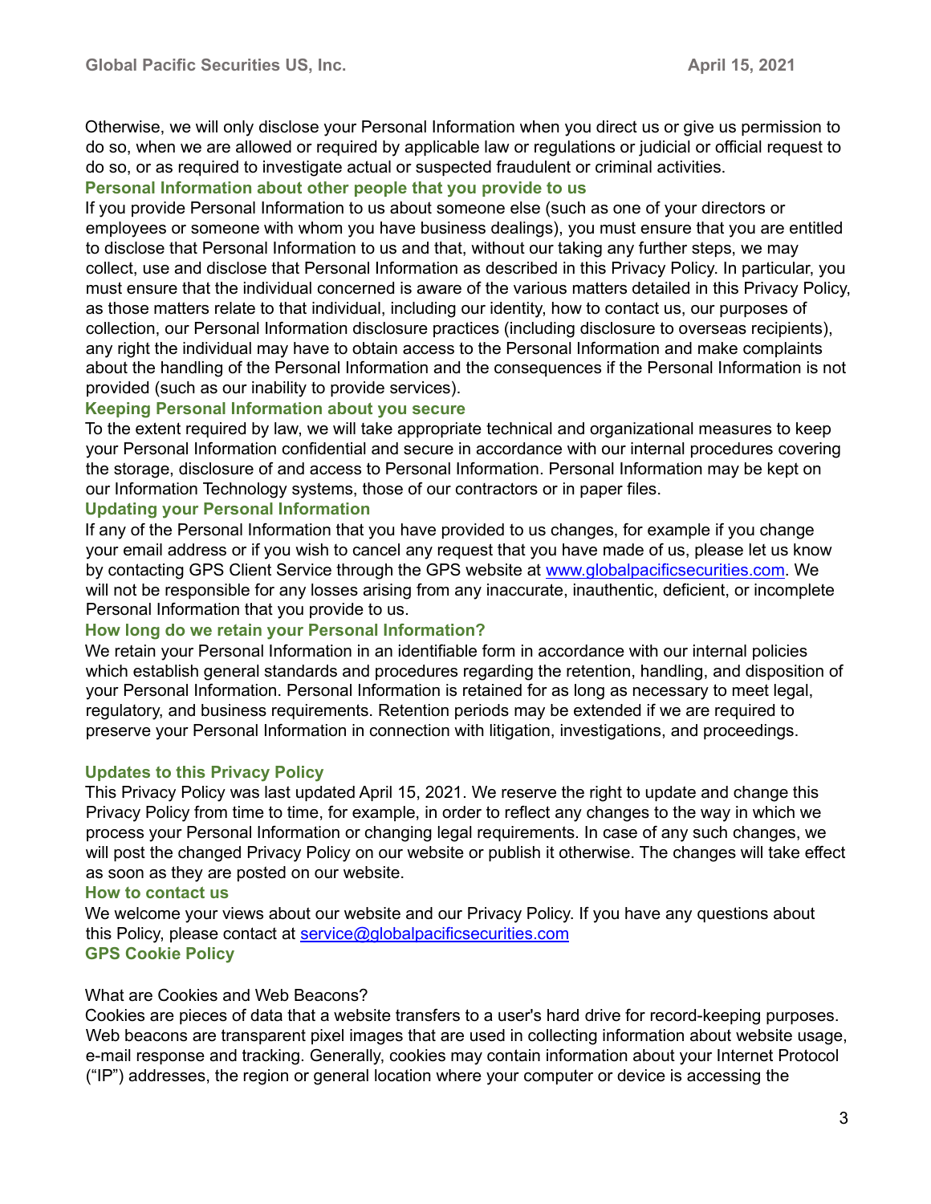Otherwise, we will only disclose your Personal Information when you direct us or give us permission to do so, when we are allowed or required by applicable law or regulations or judicial or official request to do so, or as required to investigate actual or suspected fraudulent or criminal activities.

### Personal Information about other people that you provide to us

If you provide Personal Information to us about someone else (such as one of your directors or employees or someone with whom you have business dealings), you must ensure that you are entitled to disclose that Personal Information to us and that, without our taking any further steps, we may collect, use and disclose that Personal Information as described in this Privacy Policy. In particular, you must ensure that the individual concerned is aware of the various matters detailed in this Privacy Policy, as those matters relate to that individual, including our identity, how to contact us, our purposes of collection, our Personal Information disclosure practices (including disclosure to overseas recipients), any right the individual may have to obtain access to the Personal Information and make complaints about the handling of the Personal Information and the consequences if the Personal Information is not provided (such as our inability to provide services).

### Keeping Personal Information about you secure

To the extent required by law, we will take appropriate technical and organizational measures to keep your Personal Information confidential and secure in accordance with our internal procedures covering the storage, disclosure of and access to Personal Information. Personal Information may be kept on our Information Technology systems, those of our contractors or in paper files.

### Updating your Personal Information

If any of the Personal Information that you have provided to us changes, for example if you change your email address or if you wish to cancel any request that you have made of us, please let us know by contacting GPS Client Service through the GPS website at [www.globalpacificsecurities.com](http://www.globalpacificsecurities.com). We will not be responsible for any losses arising from any inaccurate, inauthentic, deficient, or incomplete Personal Information that you provide to us.

### How long do we retain your Personal Information?

We retain your Personal Information in an identifiable form in accordance with our internal policies which establish general standards and procedures regarding the retention, handling, and disposition of your Personal Information. Personal Information is retained for as long as necessary to meet legal, regulatory, and business requirements. Retention periods may be extended if we are required to preserve your Personal Information in connection with litigation, investigations, and proceedings.

### Updates to this Privacy Policy

This Privacy Policy was last updated April 15, 2021. We reserve the right to update and change this Privacy Policy from time to time, for example, in order to reflect any changes to the way in which we process your Personal Information or changing legal requirements. In case of any such changes, we will post the changed Privacy Policy on our website or publish it otherwise. The changes will take effect as soon as they are posted on our website.

### How to contact us

We welcome your views about our website and our Privacy Policy. If you have any questions about this Policy, please contact at [service@globalpacificsecurities.com](mailto:service@globalpacificsecurities.com)

## GPS Cookie Policy

What are Cookies and Web Beacons?

Cookies are pieces of data that a website transfers to a user's hard drive for record-keeping purposes. Web beacons are transparent pixel images that are used in collecting information about website usage, e-mail response and tracking. Generally, cookies may contain information about your Internet Protocol ("IP") addresses, the region or general location where your computer or device is accessing the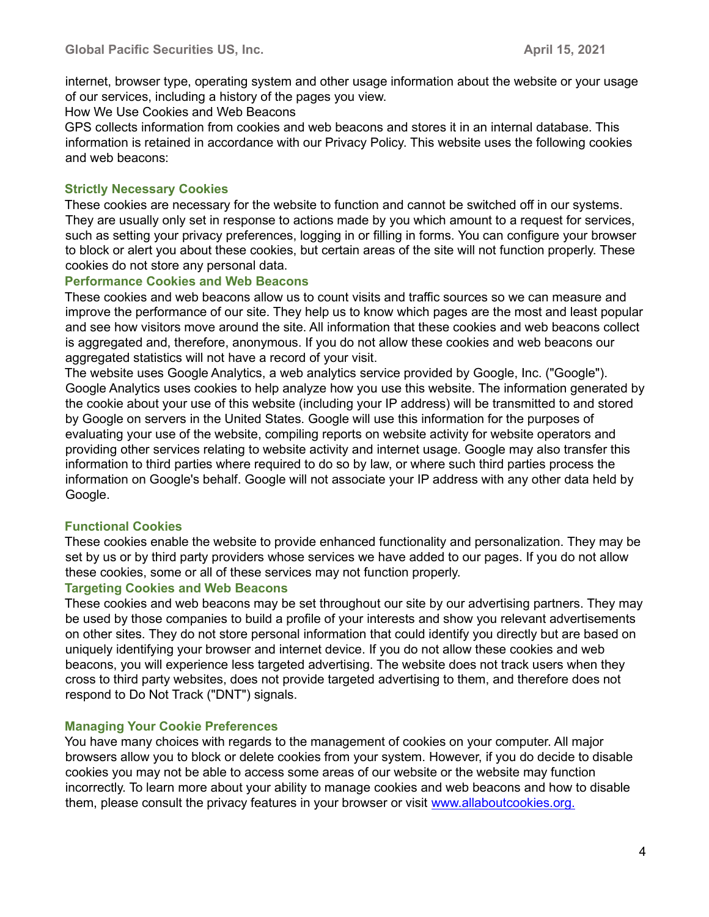internet, browser type, operating system and other usage information about the website or your usage of our services, including a history of the pages you view.

How We Use Cookies and Web Beacons

GPS collects information from cookies and web beacons and stores it in an internal database. This information is retained in accordance with our Privacy Policy. This website uses the following cookies and web beacons:

### Strictly Necessary Cookies

These cookies are necessary for the website to function and cannot be switched off in our systems. They are usually only set in response to actions made by you which amount to a request for services, such as setting your privacy preferences, logging in or filling in forms. You can configure your browser to block or alert you about these cookies, but certain areas of the site will not function properly. These cookies do not store any personal data.

### Performance Cookies and Web Beacons

These cookies and web beacons allow us to count visits and traffic sources so we can measure and improve the performance of our site. They help us to know which pages are the most and least popular and see how visitors move around the site. All information that these cookies and web beacons collect is aggregated and, therefore, anonymous. If you do not allow these cookies and web beacons our aggregated statistics will not have a record of your visit.

The website uses Google Analytics, a web analytics service provided by Google, Inc. ("Google"). Google Analytics uses cookies to help analyze how you use this website. The information generated by the cookie about your use of this website (including your IP address) will be transmitted to and stored by Google on servers in the United States. Google will use this information for the purposes of evaluating your use of the website, compiling reports on website activity for website operators and providing other services relating to website activity and internet usage. Google may also transfer this information to third parties where required to do so by law, or where such third parties process the information on Google's behalf. Google will not associate your IP address with any other data held by Google.

### Functional Cookies

These cookies enable the website to provide enhanced functionality and personalization. They may be set by us or by third party providers whose services we have added to our pages. If you do not allow these cookies, some or all of these services may not function properly.

### Targeting Cookies and Web Beacons

These cookies and web beacons may be set throughout our site by our advertising partners. They may be used by those companies to build a profile of your interests and show you relevant advertisements on other sites. They do not store personal information that could identify you directly but are based on uniquely identifying your browser and internet device. If you do not allow these cookies and web beacons, you will experience less targeted advertising. The website does not track users when they cross to third party websites, does not provide targeted advertising to them, and therefore does not respond to Do Not Track ("DNT") signals.

### Managing Your Cookie Preferences

You have many choices with regards to the management of cookies on your computer. All major browsers allow you to block or delete cookies from your system. However, if you do decide to disable cookies you may not be able to access some areas of our website or the website may function incorrectly. To learn more about your ability to manage cookies and web beacons and how to disable them, please consult the privacy features in your browser or visit [www.allaboutcookies.org.](http://www.allaboutcookies.org)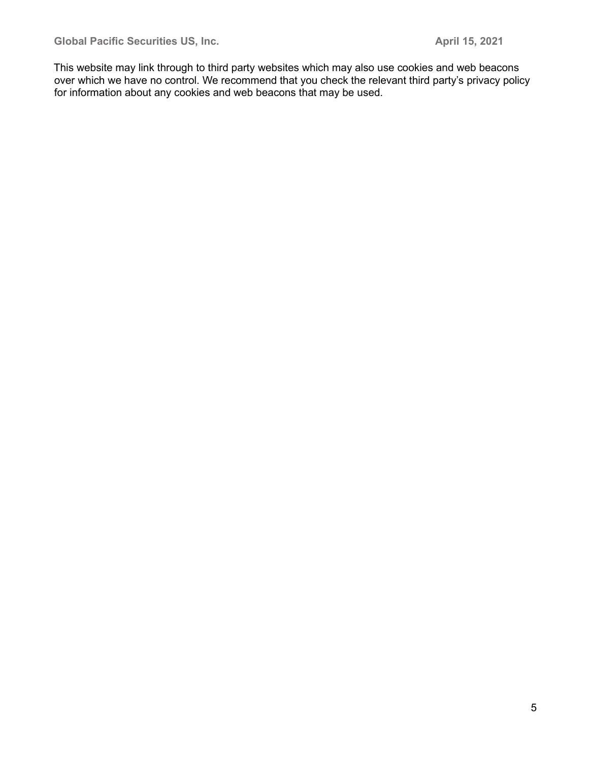This website may link through to third party websites which may also use cookies and web beacons over which we have no control. We recommend that you check the relevant third party's privacy policy for information about any cookies and web beacons that may be used.